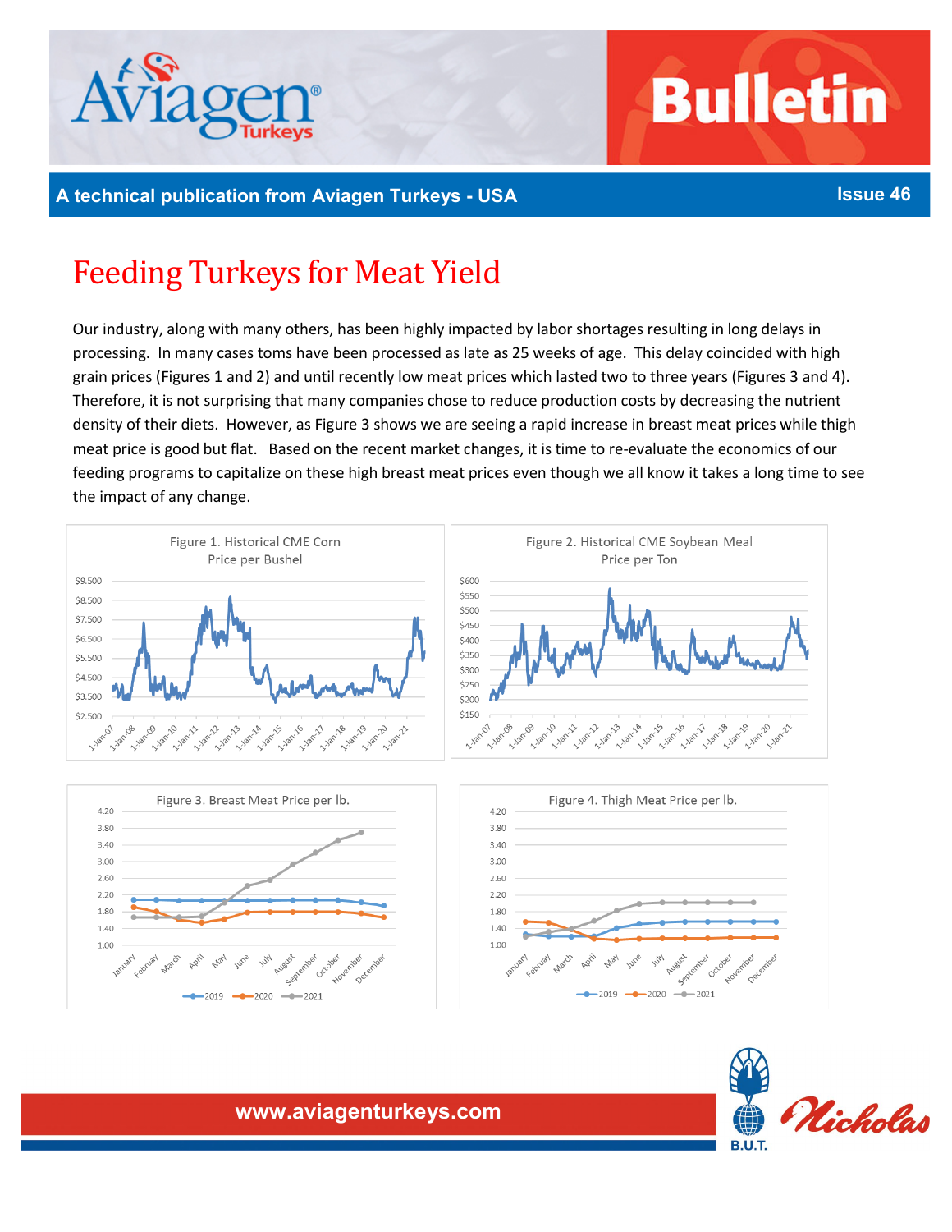A technical publication from Aviagen Turkeys - USA

Issue 46

# Feeding Turkeys for Meat Yield

Our industry, along with many others, has been highly impacted by labor shortages resulting in long delays in processing. In many cases toms have been processed as late as 25 weeks of age. This delay coincided with high grain prices (Figures 1 and 2) and until recently low meat prices which lasted two to three years (Figures 3 and 4). Therefore, it is not surprising that many companies chose to reduce production costs by decreasing the nutrient density of their diets. However, as Figure 3 shows we are seeing a rapid increase in breast meat prices while thigh meat price is good but flat. Based on the recent market changes, it is time to re-evaluate the economics of our feeding programs to capitalize on these high breast meat prices even though we all know it takes a long time to see the impact of any change.

Figure 1. Historical CME Corn Price per Bushel

Figure 2. Historical CME Soybean Meal Price per Ton

Figure 3. Breast Meat Price per lb.

Figure 4. Thigh Meat Price per lb.

www.aviagenturkeys.com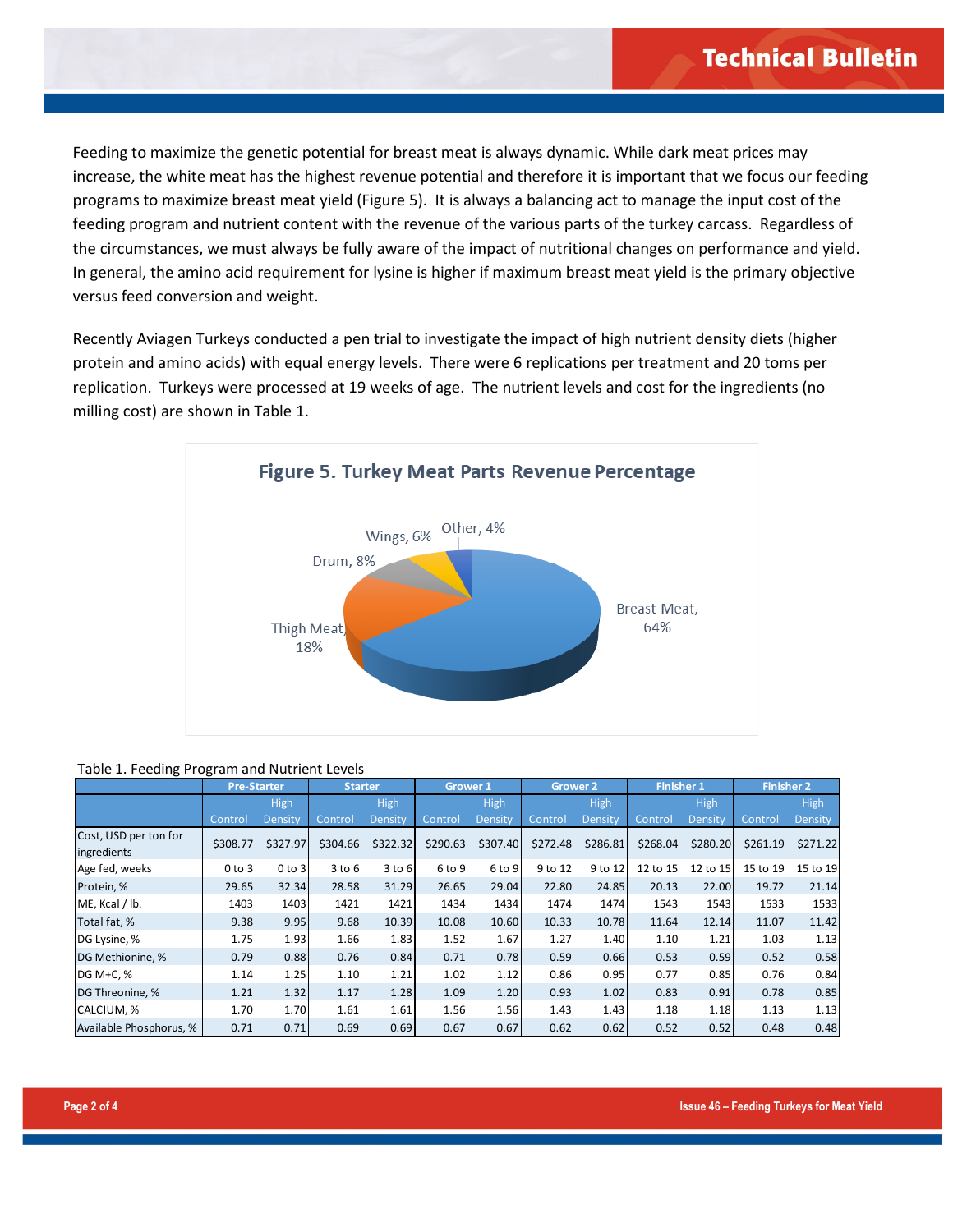Feeding to maximize the genetic potential for breast meat is always dynamic. While dark meat prices may increase, the white meat has the highest revenue potential and therefore it is important that we focus our feeding programs to maximize breast meat yield (Figure 5). It is always a balancing act to manage the input cost of the feeding program and nutrient content with the revenue of the various parts of the turkey carcass. Regardless of the circumstances, we must always be fully aware of the impact of nutritional changes on performance and yield. In general, the amino acid requirement for lysine is higher if maximum breast meat yield is the primary objective versus feed conversion and weight.

Recently Aviagen Turkeys conducted a pen trial to investigate the impact of high nutrient density diets (higher protein and amino acids) with equal energy levels. There were 6 replications per treatment and 20 toms per replication. Turkeys were processed at 19 weeks of age. The nutrient levels and cost for the ingredients (no milling cost) are shown in Table 1.

**Figure 5. Turkey Meat Parts Revenue Percentage**

Breast Meat, 64%; Thigh Meat, 18%; Drum, 8%; Wings, 6%; Other, 4%

Table 1. Feeding Program and Nutrient Levels

| | Pre-Starter | | Starter | | Grower 1 | | Grower 2 | | Finisher 1 | | Finisher 2 | |
|---|---|---|---|---|---|---|---|---|---|---|---|---|
| | Control | High Density | Control | High Density | Control | High Density | Control | High Density | Control | High Density | Control | High Density |
| Cost, USD per ton for ingredients | $308.77 | $327.97 | $304.66 | $322.32 | $290.63 | $307.40 | $272.48 | $286.81 | $268.04 | $280.20 | $261.19 | $271.22 |
| Age fed, weeks | 0 to 3 | 0 to 3 | 3 to 6 | 3 to 6 | 6 to 9 | 6 to 9 | 9 to 12 | 9 to 12 | 12 to 15 | 12 to 15 | 15 to 19 | 15 to 19 |
| Protein, % | 29.65 | 32.34 | 28.58 | 31.29 | 26.65 | 29.04 | 22.80 | 24.85 | 20.13 | 22.00 | 19.72 | 21.14 |
| ME, Kcal / lb. | 1403 | 1403 | 1421 | 1421 | 1434 | 1434 | 1474 | 1474 | 1543 | 1543 | 1533 | 1533 |
| Total fat, % | 9.38 | 9.95 | 9.68 | 10.39 | 10.08 | 10.60 | 10.33 | 10.78 | 11.64 | 12.14 | 11.07 | 11.42 |
| DG Lysine, % | 1.75 | 1.93 | 1.66 | 1.83 | 1.52 | 1.67 | 1.27 | 1.40 | 1.10 | 1.21 | 1.03 | 1.13 |
| DG Methionine, % | 0.79 | 0.88 | 0.76 | 0.84 | 0.71 | 0.78 | 0.59 | 0.66 | 0.53 | 0.59 | 0.52 | 0.58 |
| DG M+C, % | 1.14 | 1.25 | 1.10 | 1.21 | 1.02 | 1.12 | 0.86 | 0.95 | 0.77 | 0.85 | 0.76 | 0.84 |
| DG Threonine, % | 1.21 | 1.32 | 1.17 | 1.28 | 1.09 | 1.20 | 0.93 | 1.02 | 0.83 | 0.91 | 0.78 | 0.85 |
| CALCIUM, % | 1.70 | 1.70 | 1.61 | 1.61 | 1.56 | 1.56 | 1.43 | 1.43 | 1.18 | 1.18 | 1.13 | 1.13 |
| Available Phosphorus, % | 0.71 | 0.71 | 0.69 | 0.69 | 0.67 | 0.67 | 0.62 | 0.62 | 0.52 | 0.52 | 0.48 | 0.48 |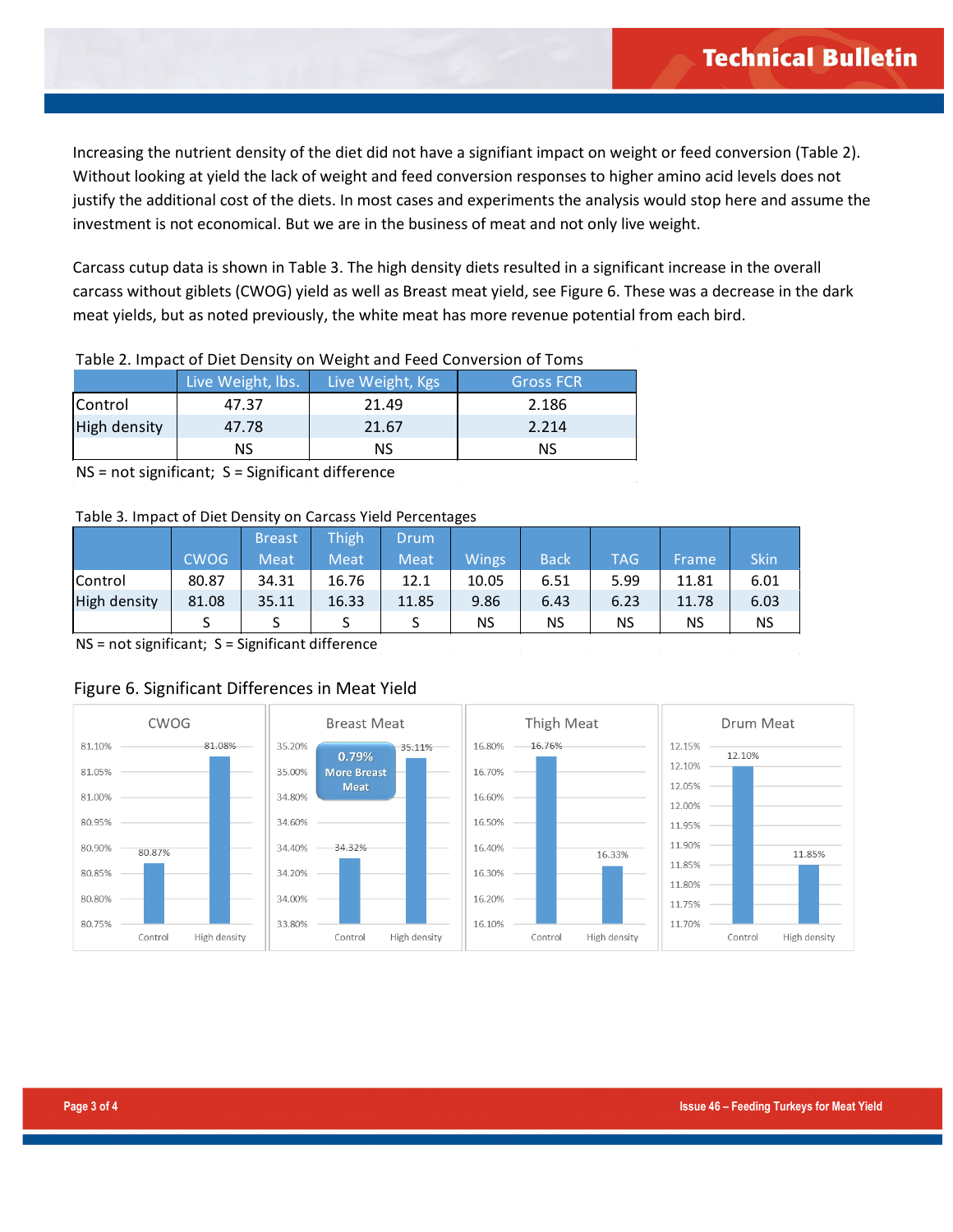Increasing the nutrient density of the diet did not have a signifiant impact on weight or feed conversion (Table 2). Without looking at yield the lack of weight and feed conversion responses to higher amino acid levels does not justify the additional cost of the diets. In most cases and experiments the analysis would stop here and assume the investment is not economical. But we are in the business of meat and not only live weight.

Carcass cutup data is shown in Table 3. The high density diets resulted in a significant increase in the overall carcass without giblets (CWOG) yield as well as Breast meat yield, see Figure 6. These was a decrease in the dark meat yields, but as noted previously, the white meat has more revenue potential from each bird.

Table 2. Impact of Diet Density on Weight and Feed Conversion of Toms

| | Live Weight, lbs. | Live Weight, Kgs | Gross FCR |
|---|---|---|---|
| Control | 47.37 | 21.49 | 2.186 |
| High density | 47.78 | 21.67 | 2.214 |
| | NS | NS | NS |

NS = not significant; S = Significant difference

Table 3. Impact of Diet Density on Carcass Yield Percentages

| | CWOG | Breast Meat | Thigh Meat | Drum Meat | Wings | Back | TAG | Frame | Skin |
|---|---|---|---|---|---|---|---|---|---|
| Control | 80.87 | 34.31 | 16.76 | 12.1 | 10.05 | 6.51 | 5.99 | 11.81 | 6.01 |
| High density | 81.08 | 35.11 | 16.33 | 11.85 | 9.86 | 6.43 | 6.23 | 11.78 | 6.03 |
| | S | S | S | S | NS | NS | NS | NS | NS |

NS = not significant; S = Significant difference

Figure 6. Significant Differences in Meat Yield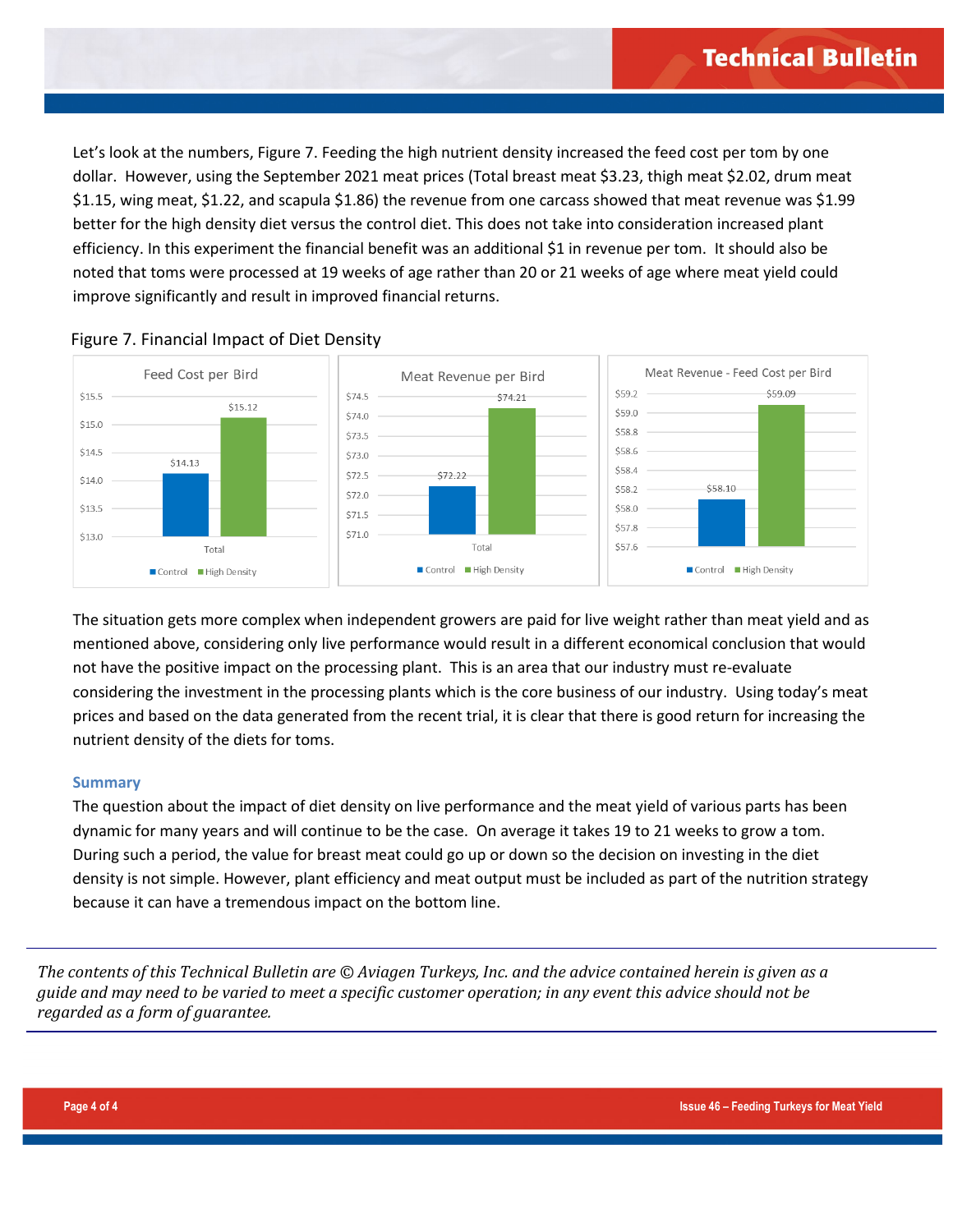Let's look at the numbers, Figure 7. Feeding the high nutrient density increased the feed cost per tom by one dollar. However, using the September 2021 meat prices (Total breast meat $3.23, thigh meat $2.02, drum meat $1.15, wing meat, $1.22, and scapula $1.86) the revenue from one carcass showed that meat revenue was $1.99 better for the high density diet versus the control diet. This does not take into consideration increased plant efficiency. In this experiment the financial benefit was an additional $1 in revenue per tom. It should also be noted that toms were processed at 19 weeks of age rather than 20 or 21 weeks of age where meat yield could improve significantly and result in improved financial returns.

Figure 7. Financial Impact of Diet Density

Feed Cost per Bird

$15.5
$15.0
$14.5
$14.0
$13.5
$13.0

$14.13
$15.12

Total

Control
High Density

Meat Revenue per Bird

$74.5
$74.0
$73.5
$73.0
$72.5
$72.0
$71.5
$71.0

$72.22
$74.21

Total

Control
High Density

Meat Revenue - Feed Cost per Bird

$59.2
$59.0
$58.8
$58.6
$58.4
$58.2
$58.0
$57.8
$57.6

$58.10
$59.09

Control
High Density

The situation gets more complex when independent growers are paid for live weight rather than meat yield and as mentioned above, considering only live performance would result in a different economical conclusion that would not have the positive impact on the processing plant. This is an area that our industry must re-evaluate considering the investment in the processing plants which is the core business of our industry. Using today's meat prices and based on the data generated from the recent trial, it is clear that there is good return for increasing the nutrient density of the diets for toms.

## Summary

The question about the impact of diet density on live performance and the meat yield of various parts has been dynamic for many years and will continue to be the case. On average it takes 19 to 21 weeks to grow a tom. During such a period, the value for breast meat could go up or down so the decision on investing in the diet density is not simple. However, plant efficiency and meat output must be included as part of the nutrition strategy because it can have a tremendous impact on the bottom line.

---

*The contents of this Technical Bulletin are © Aviagen Turkeys, Inc. and the advice contained herein is given as a guide and may need to be varied to meet a specific customer operation; in any event this advice should not be regarded as a form of guarantee.*